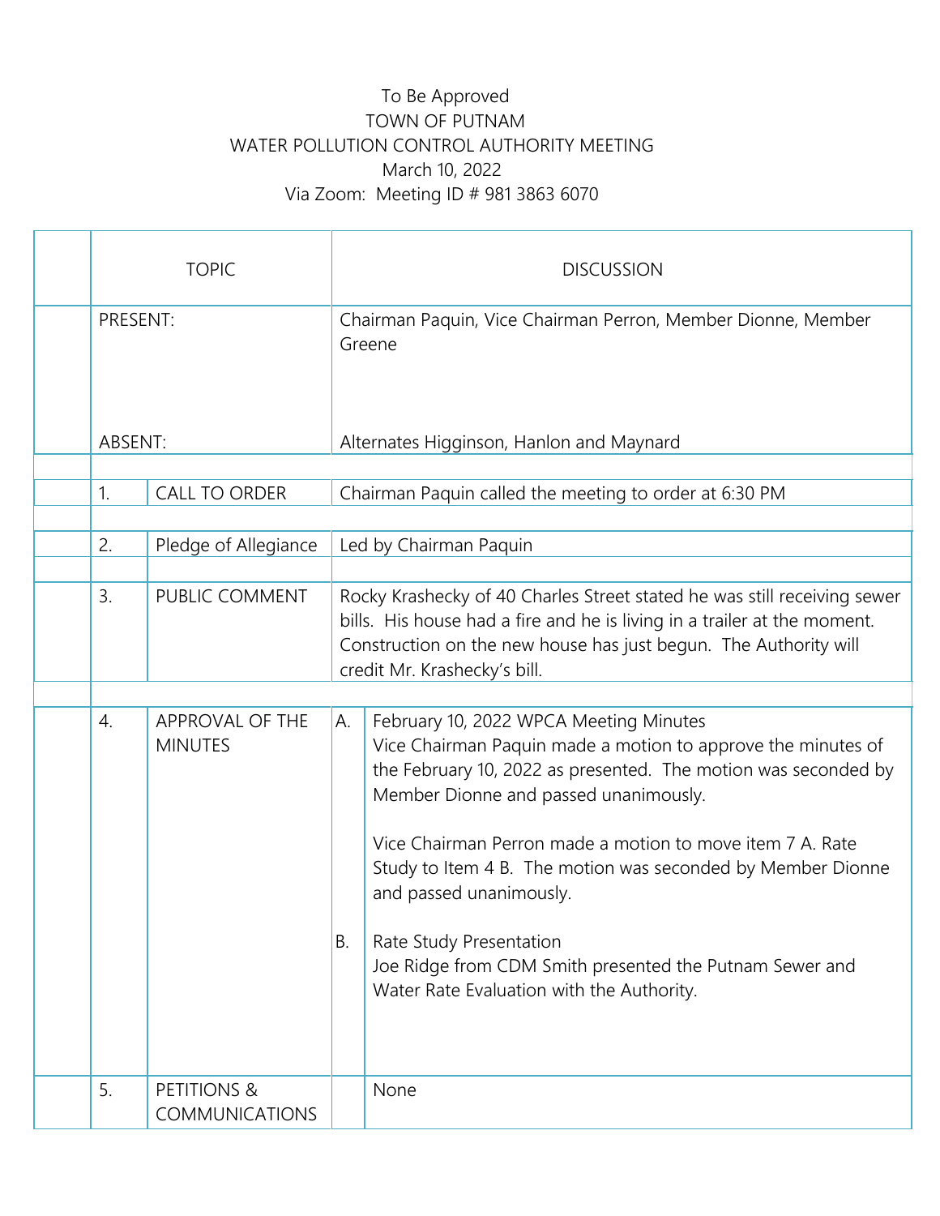To Be Approved
TOWN OF PUTNAM
WATER POLLUTION CONTROL AUTHORITY MEETING
March 10, 2022
Via Zoom: Meeting ID # 981 3863 6070

| | TOPIC | | DISCUSSION | |
|---|---|---|---|---|
| PRESENT: | | | Chairman Paquin, Vice Chairman Perron, Member Dionne, Member Greene | |
| ABSENT: | | | Alternates Higginson, Hanlon and Maynard | |
| 1. | CALL TO ORDER | | Chairman Paquin called the meeting to order at 6:30 PM | |
| 2. | Pledge of Allegiance | | Led by Chairman Paquin | |
| 3. | PUBLIC COMMENT | | Rocky Krashecky of 40 Charles Street stated he was still receiving sewer bills. His house had a fire and he is living in a trailer at the moment. Construction on the new house has just begun. The Authority will credit Mr. Krashecky's bill. | |
| 4. | APPROVAL OF THE MINUTES | A. | February 10, 2022 WPCA Meeting Minutes<br>Vice Chairman Paquin made a motion to approve the minutes of the February 10, 2022 as presented. The motion was seconded by Member Dionne and passed unanimously.<br><br>Vice Chairman Perron made a motion to move item 7 A. Rate Study to Item 4 B. The motion was seconded by Member Dionne and passed unanimously. | |
| | | B. | Rate Study Presentation<br>Joe Ridge from CDM Smith presented the Putnam Sewer and Water Rate Evaluation with the Authority. | |
| 5. | PETITIONS & COMMUNICATIONS | | None | |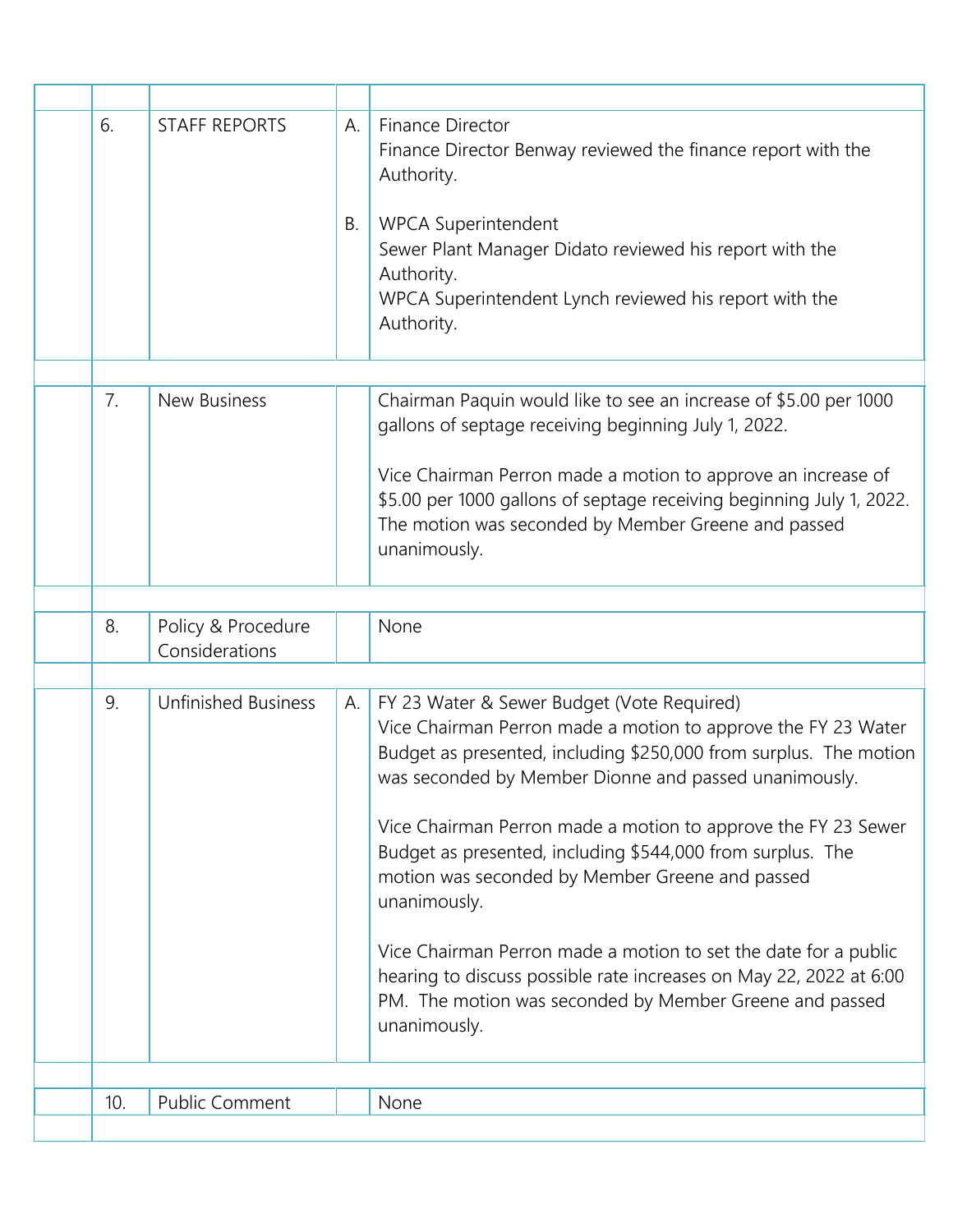| | | | | |
|---|---|---|---|---|
| | 6. | STAFF REPORTS | A. | Finance Director<br>Finance Director Benway reviewed the finance report with the Authority. |
| | | | B. | WPCA Superintendent<br>Sewer Plant Manager Didato reviewed his report with the Authority.<br>WPCA Superintendent Lynch reviewed his report with the Authority. |
| | | | | |
| | 7. | New Business | | Chairman Paquin would like to see an increase of $5.00 per 1000 gallons of septage receiving beginning July 1, 2022.<br><br>Vice Chairman Perron made a motion to approve an increase of $5.00 per 1000 gallons of septage receiving beginning July 1, 2022. The motion was seconded by Member Greene and passed unanimously. |
| | | | | |
| | 8. | Policy & Procedure Considerations | | None |
| | | | | |
| | 9. | Unfinished Business | A. | FY 23 Water & Sewer Budget (Vote Required)<br>Vice Chairman Perron made a motion to approve the FY 23 Water Budget as presented, including $250,000 from surplus. The motion was seconded by Member Dionne and passed unanimously.<br><br>Vice Chairman Perron made a motion to approve the FY 23 Sewer Budget as presented, including $544,000 from surplus. The motion was seconded by Member Greene and passed unanimously.<br><br>Vice Chairman Perron made a motion to set the date for a public hearing to discuss possible rate increases on May 22, 2022 at 6:00 PM. The motion was seconded by Member Greene and passed unanimously. |
| | | | | |
| | 10. | Public Comment | | None |
| | | | | |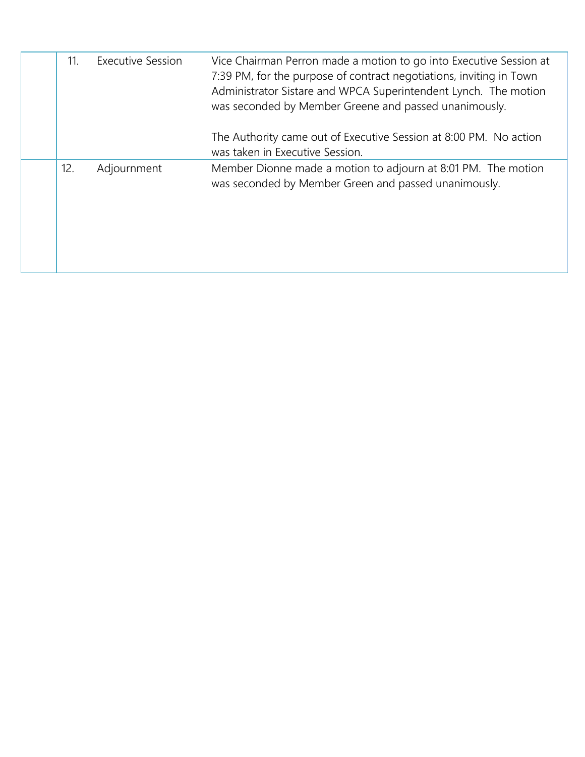| | | | |
|---|---|---|---|
| | 11. | Executive Session | Vice Chairman Perron made a motion to go into Executive Session at 7:39 PM, for the purpose of contract negotiations, inviting in Town Administrator Sistare and WPCA Superintendent Lynch. The motion was seconded by Member Greene and passed unanimously.<br><br>The Authority came out of Executive Session at 8:00 PM. No action was taken in Executive Session. |
| | 12. | Adjournment | Member Dionne made a motion to adjourn at 8:01 PM. The motion was seconded by Member Green and passed unanimously. |